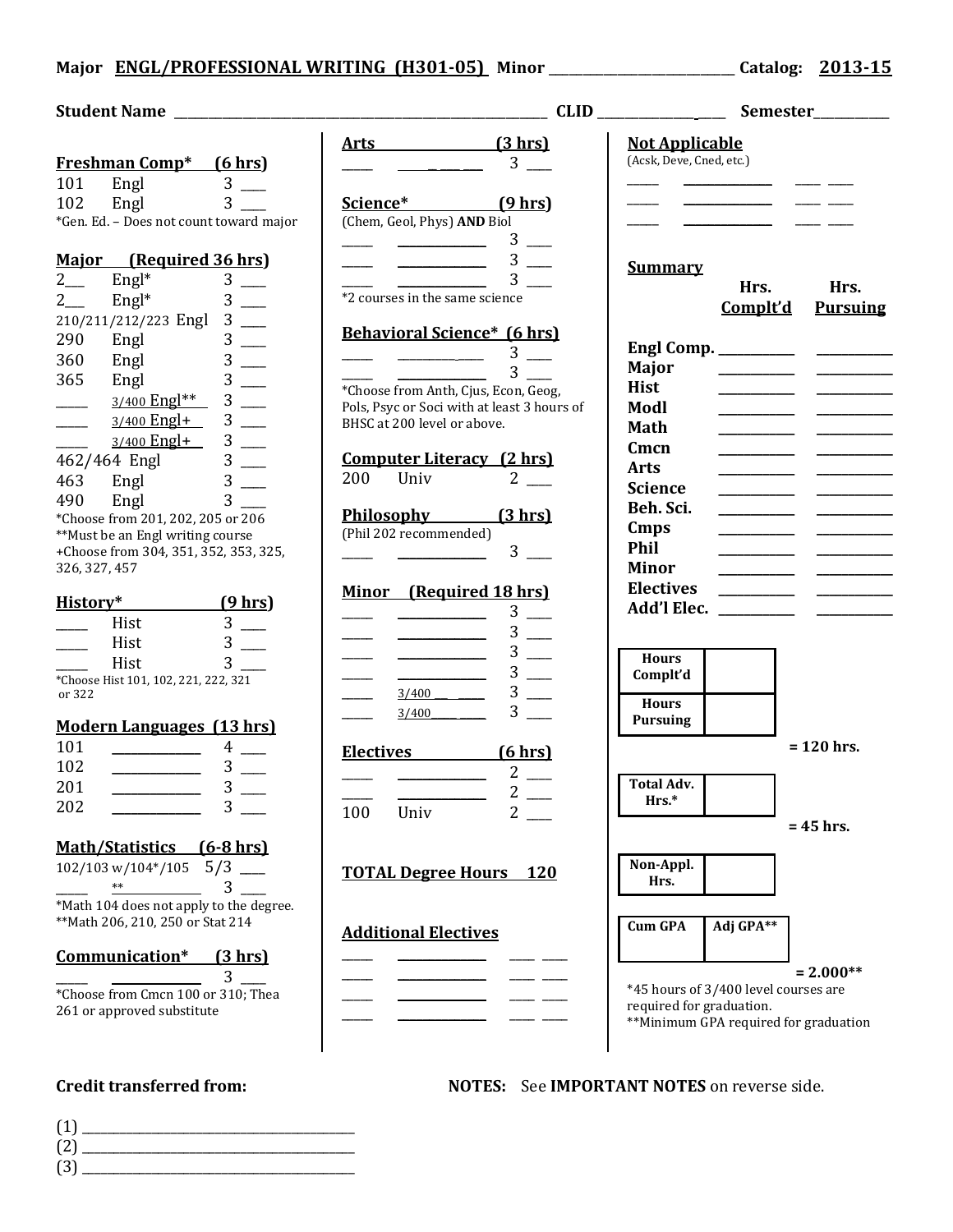**Major ENGL/PROFESSIONAL WRITING (H301-05) Minor ____________ Catalog: 2013-15**

**Student Name ______________________ CLID __________ Semester________**

### Freshman Comp* (6 hrs)

| | | |
|---|---|---|
| 101 | Engl | 3 ___ |
| 102 | Engl | 3 ___ |

*Gen. Ed. – Does not count toward major

### Major (Required 36 hrs)

| | | |
|---|---|---|
| 2___ | Engl* | 3 ___ |
| 2___ | Engl* | 3 ___ |
| 210/211/212/223 | Engl | 3 ___ |
| 290 | Engl | 3 ___ |
| 360 | Engl | 3 ___ |
| 365 | Engl | 3 ___ |
| ____ | 3/400 Engl** | 3 ___ |
| ____ | 3/400 Engl+ | 3 ___ |
| ____ | 3/400 Engl+ | 3 ___ |
| 462/464 | Engl | 3 ___ |
| 463 | Engl | 3 ___ |
| 490 | Engl | 3 ___ |

*Choose from 201, 202, 205 or 206
**Must be an Engl writing course
+Choose from 304, 351, 352, 353, 325, 326, 327, 457

### History* (9 hrs)

| | | |
|---|---|---|
| ____ | Hist | 3 ___ |
| ____ | Hist | 3 ___ |
| ____ | Hist | 3 ___ |

*Choose Hist 101, 102, 221, 222, 321 or 322

### Modern Languages (13 hrs)

| | | |
|---|---|---|
| 101 | ________ | 4 ___ |
| 102 | ________ | 3 ___ |
| 201 | ________ | 3 ___ |
| 202 | ________ | 3 ___ |

### Math/Statistics (6-8 hrs)

| | | |
|---|---|---|
| 102/103 w/104*/105 | | 5/3 ___ |
| ____ | ** | 3 ___ |

*Math 104 does not apply to the degree.
**Math 206, 210, 250 or Stat 214

### Communication* (3 hrs)

| | | |
|---|---|---|
| ____ | ________ | 3 ___ |

*Choose from Cmcn 100 or 310; Thea 261 or approved substitute

### Arts (3 hrs)

| | | |
|---|---|---|
| ____ | ________ | 3 ___ |

### Science* (9 hrs)

(Chem, Geol, Phys) **AND** Biol

| | | |
|---|---|---|
| ____ | ________ | 3 ___ |
| ____ | ________ | 3 ___ |
| ____ | ________ | 3 ___ |

*2 courses in the same science

### Behavioral Science* (6 hrs)

| | | |
|---|---|---|
| ____ | ________ | 3 ___ |
| ____ | ________ | 3 ___ |

*Choose from Anth, Cjus, Econ, Geog, Pols, Psyc or Soci with at least 3 hours of BHSC at 200 level or above.

### Computer Literacy (2 hrs)

| | | |
|---|---|---|
| 200 | Univ | 2 ___ |

### Philosophy (3 hrs)

(Phil 202 recommended)

| | | |
|---|---|---|
| ____ | ________ | 3 ___ |

### Minor (Required 18 hrs)

| | | |
|---|---|---|
| ____ | ________ | 3 ___ |
| ____ | ________ | 3 ___ |
| ____ | ________ | 3 ___ |
| ____ | ________ | 3 ___ |
| ____ | 3/400 ____ | 3 ___ |
| ____ | 3/400 ____ | 3 ___ |

### Electives (6 hrs)

| | | |
|---|---|---|
| ____ | ________ | 2 ___ |
| ____ | ________ | 2 ___ |
| 100 | Univ | 2 ___ |

**TOTAL Degree Hours 120**

### Additional Electives

| | | |
|---|---|---|
| ____ | ________ | ___ ___ |
| ____ | ________ | ___ ___ |
| ____ | ________ | ___ ___ |
| ____ | ________ | ___ ___ |

### Not Applicable

(Acsk, Deve, Cned, etc.)

| | | |
|---|---|---|
| ____ | ________ | ___ ___ |
| ____ | ________ | ___ ___ |
| ____ | ________ | ___ ___ |

### Summary

| | Hrs. Complt'd | Hrs. Pursuing |
|---|---|---|
| **Engl Comp.** | ______ | ______ |
| **Major** | ______ | ______ |
| **Hist** | ______ | ______ |
| **Modl** | ______ | ______ |
| **Math** | ______ | ______ |
| **Cmcn** | ______ | ______ |
| **Arts** | ______ | ______ |
| **Science** | ______ | ______ |
| **Beh. Sci.** | ______ | ______ |
| **Cmps** | ______ | ______ |
| **Phil** | ______ | ______ |
| **Minor** | ______ | ______ |
| **Electives** | ______ | ______ |
| **Add'l Elec.** | ______ | ______ |

| | |
|---|---|
| **Hours Complt'd** | |
| **Hours Pursuing** | |

**= 120 hrs.**

| | |
|---|---|
| **Total Adv. Hrs.*** | |

**= 45 hrs.**

| | |
|---|---|
| **Non-Appl. Hrs.** | |

| Cum GPA | Adj GPA** |
|---|---|
| | |

**= 2.000****

*45 hours of 3/400 level courses are required for graduation.
**Minimum GPA required for graduation

**Credit transferred from:**

(1) ______________________
(2) ______________________
(3) ______________________

**NOTES:** See **IMPORTANT NOTES** on reverse side.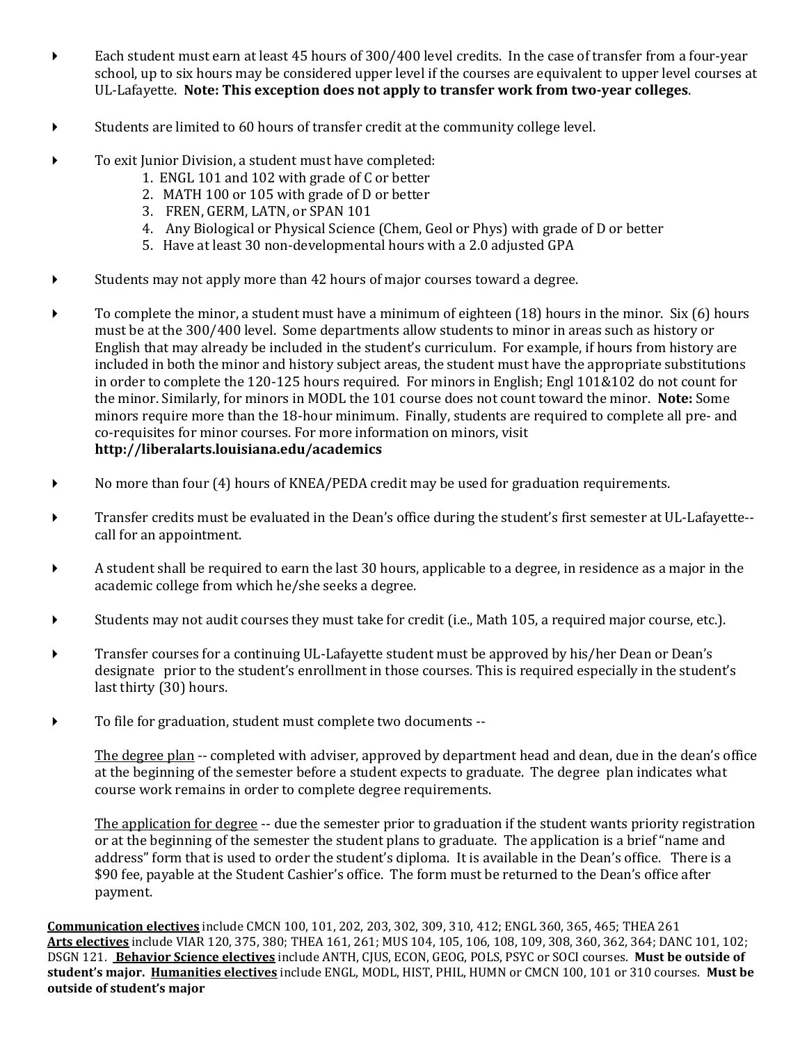- Each student must earn at least 45 hours of 300/400 level credits. In the case of transfer from a four-year school, up to six hours may be considered upper level if the courses are equivalent to upper level courses at UL-Lafayette. **Note: This exception does not apply to transfer work from two-year colleges**.

- Students are limited to 60 hours of transfer credit at the community college level.

- To exit Junior Division, a student must have completed:
  1. ENGL 101 and 102 with grade of C or better
  2. MATH 100 or 105 with grade of D or better
  3. FREN, GERM, LATN, or SPAN 101
  4. Any Biological or Physical Science (Chem, Geol or Phys) with grade of D or better
  5. Have at least 30 non-developmental hours with a 2.0 adjusted GPA

- Students may not apply more than 42 hours of major courses toward a degree.

- To complete the minor, a student must have a minimum of eighteen (18) hours in the minor. Six (6) hours must be at the 300/400 level. Some departments allow students to minor in areas such as history or English that may already be included in the student's curriculum. For example, if hours from history are included in both the minor and history subject areas, the student must have the appropriate substitutions in order to complete the 120-125 hours required. For minors in English; Engl 101&102 do not count for the minor. Similarly, for minors in MODL the 101 course does not count toward the minor. **Note:** Some minors require more than the 18-hour minimum. Finally, students are required to complete all pre- and co-requisites for minor courses. For more information on minors, visit **http://liberalarts.louisiana.edu/academics**

- No more than four (4) hours of KNEA/PEDA credit may be used for graduation requirements.

- Transfer credits must be evaluated in the Dean's office during the student's first semester at UL-Lafayette--call for an appointment.

- A student shall be required to earn the last 30 hours, applicable to a degree, in residence as a major in the academic college from which he/she seeks a degree.

- Students may not audit courses they must take for credit (i.e., Math 105, a required major course, etc.).

- Transfer courses for a continuing UL-Lafayette student must be approved by his/her Dean or Dean's designate prior to the student's enrollment in those courses. This is required especially in the student's last thirty (30) hours.

- To file for graduation, student must complete two documents --

  The degree plan -- completed with adviser, approved by department head and dean, due in the dean's office at the beginning of the semester before a student expects to graduate. The degree plan indicates what course work remains in order to complete degree requirements.

  The application for degree -- due the semester prior to graduation if the student wants priority registration or at the beginning of the semester the student plans to graduate. The application is a brief "name and address" form that is used to order the student's diploma. It is available in the Dean's office. There is a $90 fee, payable at the Student Cashier's office. The form must be returned to the Dean's office after payment.

**Communication electives** include CMCN 100, 101, 202, 203, 302, 309, 310, 412; ENGL 360, 365, 465; THEA 261 **Arts electives** include VIAR 120, 375, 380; THEA 161, 261; MUS 104, 105, 106, 108, 109, 308, 360, 362, 364; DANC 101, 102; DSGN 121. **Behavior Science electives** include ANTH, CJUS, ECON, GEOG, POLS, PSYC or SOCI courses. **Must be outside of student's major.** **Humanities electives** include ENGL, MODL, HIST, PHIL, HUMN or CMCN 100, 101 or 310 courses. **Must be outside of student's major**